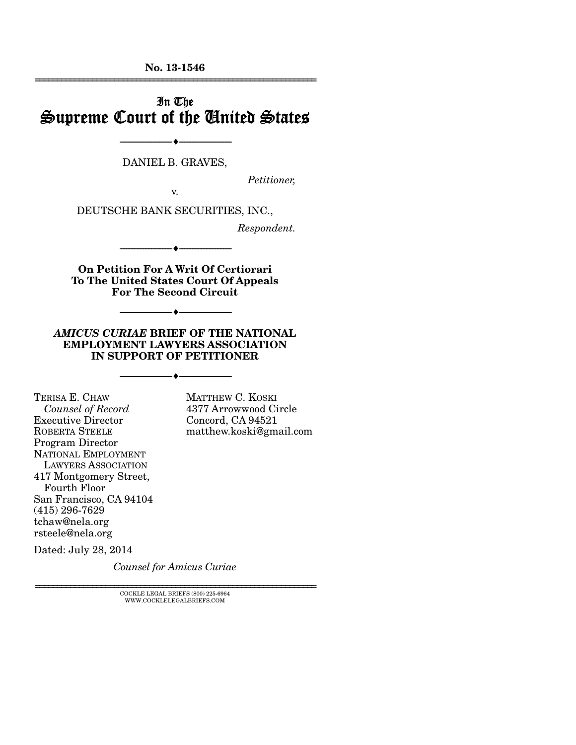**No. 13-1546**

---

# In The Supreme Court of the United States

---

DANIEL B. GRAVES,

*Petitioner,*

v.

DEUTSCHE BANK SECURITIES, INC.,

*Respondent.*

---

**On Petition For A Writ Of Certiorari To The United States Court Of Appeals For The Second Circuit**

---

***AMICUS CURIAE* BRIEF OF THE NATIONAL EMPLOYMENT LAWYERS ASSOCIATION IN SUPPORT OF PETITIONER**

---

TERISA E. CHAW
*Counsel of Record*
Executive Director
ROBERTA STEELE
Program Director
NATIONAL EMPLOYMENT LAWYERS ASSOCIATION
417 Montgomery Street, Fourth Floor
San Francisco, CA 94104
(415) 296-7629
tchaw@nela.org
rsteele@nela.org

MATTHEW C. KOSKI
4377 Arrowwood Circle
Concord, CA 94521
matthew.koski@gmail.com

Dated: July 28, 2014

*Counsel for Amicus Curiae*

---

COCKLE LEGAL BRIEFS (800) 225-6964
WWW.COCKLELEGALBRIEFS.COM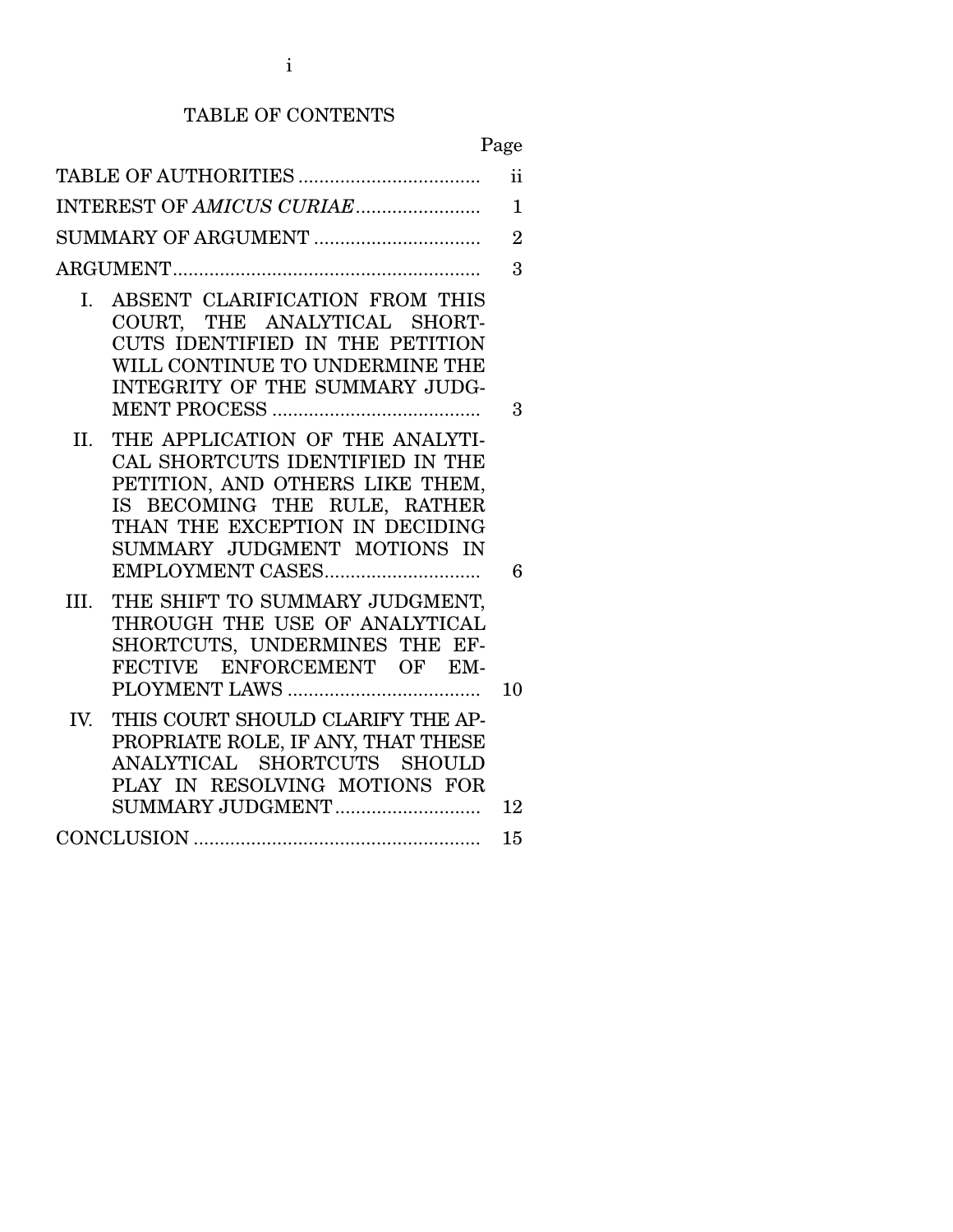# TABLE OF CONTENTS

| | Page |
|---|---|
| TABLE OF AUTHORITIES | ii |
| INTEREST OF *AMICUS CURIAE* | 1 |
| SUMMARY OF ARGUMENT | 2 |
| ARGUMENT | 3 |
| I. ABSENT CLARIFICATION FROM THIS COURT, THE ANALYTICAL SHORT-CUTS IDENTIFIED IN THE PETITION WILL CONTINUE TO UNDERMINE THE INTEGRITY OF THE SUMMARY JUDGMENT PROCESS | 3 |
| II. THE APPLICATION OF THE ANALYTICAL SHORTCUTS IDENTIFIED IN THE PETITION, AND OTHERS LIKE THEM, IS BECOMING THE RULE, RATHER THAN THE EXCEPTION IN DECIDING SUMMARY JUDGMENT MOTIONS IN EMPLOYMENT CASES | 6 |
| III. THE SHIFT TO SUMMARY JUDGMENT, THROUGH THE USE OF ANALYTICAL SHORTCUTS, UNDERMINES THE EFFECTIVE ENFORCEMENT OF EMPLOYMENT LAWS | 10 |
| IV. THIS COURT SHOULD CLARIFY THE APPROPRIATE ROLE, IF ANY, THAT THESE ANALYTICAL SHORTCUTS SHOULD PLAY IN RESOLVING MOTIONS FOR SUMMARY JUDGMENT | 12 |
| CONCLUSION | 15 |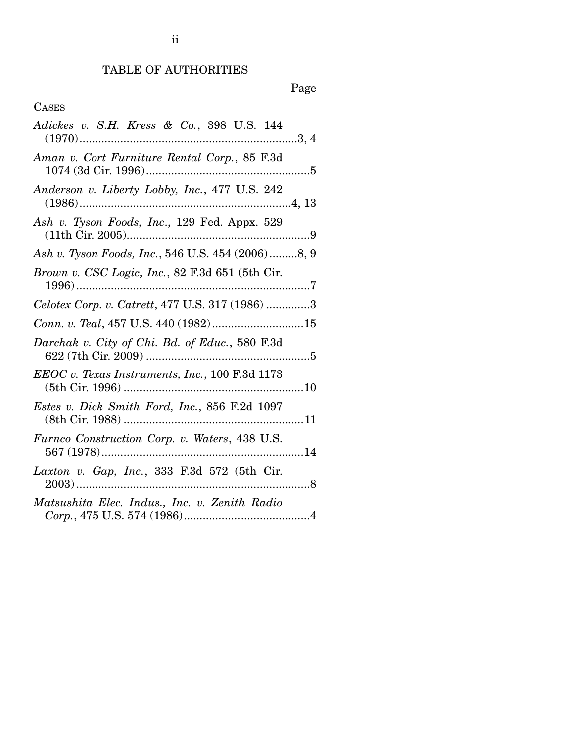# TABLE OF AUTHORITIES

Page

CASES

*Adickes v. S.H. Kress & Co.*, 398 U.S. 144 (1970)....................................................................3, 4

*Aman v. Cort Furniture Rental Corp.*, 85 F.3d 1074 (3d Cir. 1996)....................................................5

*Anderson v. Liberty Lobby, Inc.*, 477 U.S. 242 (1986)...................................................................4, 13

*Ash v. Tyson Foods, Inc*., 129 Fed. Appx. 529 (11th Cir. 2005)..........................................................9

*Ash v. Tyson Foods, Inc.*, 546 U.S. 454 (2006).........8, 9

*Brown v. CSC Logic, Inc.*, 82 F.3d 651 (5th Cir. 1996)..........................................................................7

*Celotex Corp. v. Catrett*, 477 U.S. 317 (1986) .............3

*Conn. v. Teal*, 457 U.S. 440 (1982)............................15

*Darchak v. City of Chi. Bd. of Educ.*, 580 F.3d 622 (7th Cir. 2009) ...................................................5

*EEOC v. Texas Instruments, Inc.*, 100 F.3d 1173 (5th Cir. 1996) .........................................................10

*Estes v. Dick Smith Ford, Inc.*, 856 F.2d 1097 (8th Cir. 1988) ........................................................11

*Furnco Construction Corp. v. Waters*, 438 U.S. 567 (1978)................................................................14

*Laxton v. Gap, Inc.*, 333 F.3d 572 (5th Cir. 2003)..........................................................................8

*Matsushita Elec. Indus., Inc. v. Zenith Radio Corp.*, 475 U.S. 574 (1986).......................................4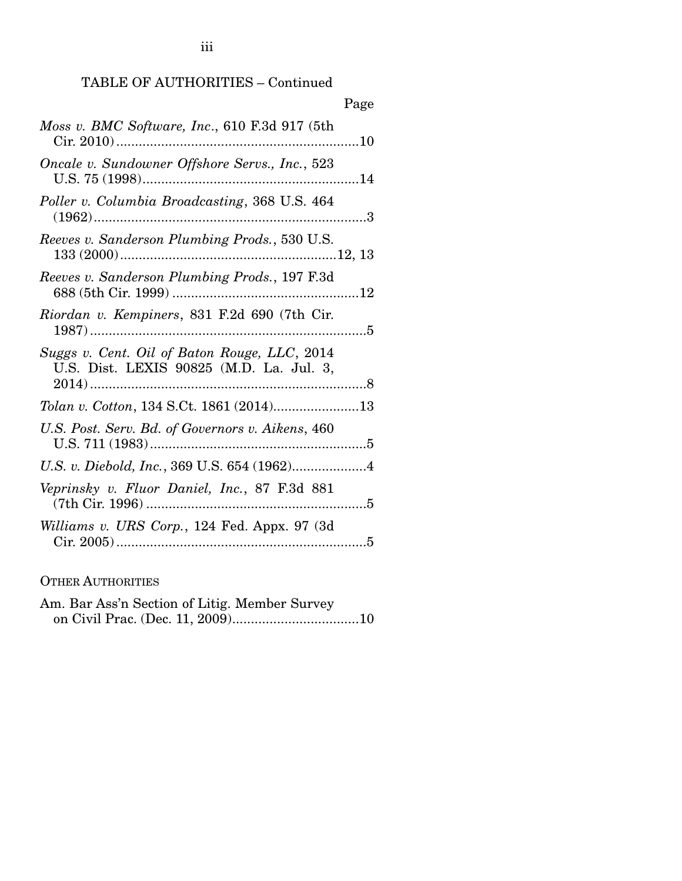TABLE OF AUTHORITIES – Continued

Page

*Moss v. BMC Software, Inc.*, 610 F.3d 917 (5th Cir. 2010) ....................10

*Oncale v. Sundowner Offshore Servs., Inc.*, 523 U.S. 75 (1998)....................14

*Poller v. Columbia Broadcasting*, 368 U.S. 464 (1962)....................3

*Reeves v. Sanderson Plumbing Prods.*, 530 U.S. 133 (2000)....................12, 13

*Reeves v. Sanderson Plumbing Prods.*, 197 F.3d 688 (5th Cir. 1999) ....................12

*Riordan v. Kempiners*, 831 F.2d 690 (7th Cir. 1987)....................5

*Suggs v. Cent. Oil of Baton Rouge, LLC*, 2014 U.S. Dist. LEXIS 90825 (M.D. La. Jul. 3, 2014)....................8

*Tolan v. Cotton*, 134 S.Ct. 1861 (2014)....................13

*U.S. Post. Serv. Bd. of Governors v. Aikens*, 460 U.S. 711 (1983)....................5

*U.S. v. Diebold, Inc.*, 369 U.S. 654 (1962)....................4

*Veprinsky v. Fluor Daniel, Inc.*, 87 F.3d 881 (7th Cir. 1996) ....................5

*Williams v. URS Corp.*, 124 Fed. Appx. 97 (3d Cir. 2005)....................5

OTHER AUTHORITIES

Am. Bar Ass'n Section of Litig. Member Survey on Civil Prac. (Dec. 11, 2009)....................10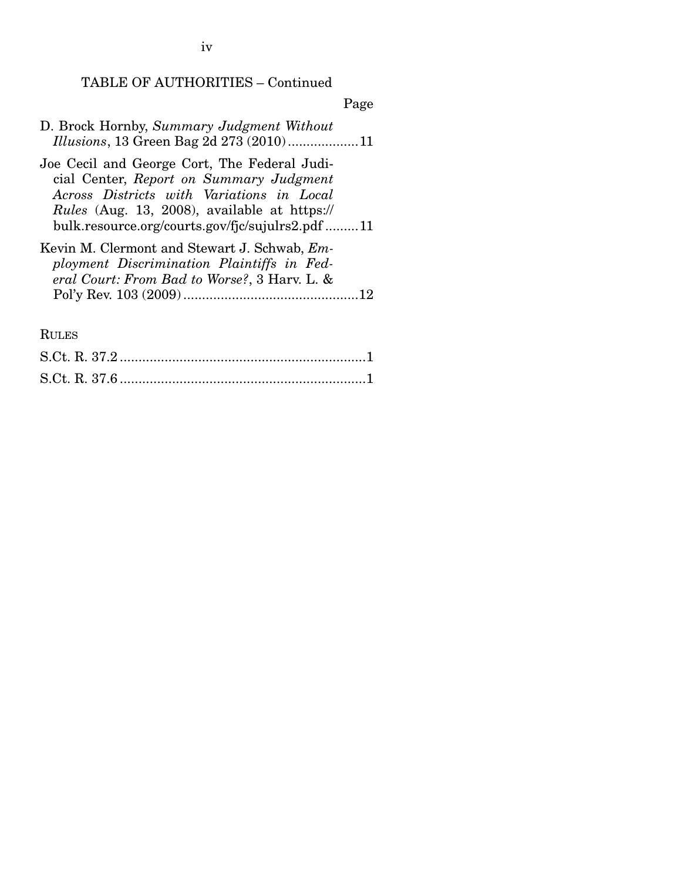TABLE OF AUTHORITIES – Continued

Page

D. Brock Hornby, *Summary Judgment Without Illusions*, 13 Green Bag 2d 273 (2010) ..................11

Joe Cecil and George Cort, The Federal Judicial Center, *Report on Summary Judgment Across Districts with Variations in Local Rules* (Aug. 13, 2008), available at https://bulk.resource.org/courts.gov/fjc/sujulrs2.pdf .........11

Kevin M. Clermont and Stewart J. Schwab, *Employment Discrimination Plaintiffs in Federal Court: From Bad to Worse?*, 3 Harv. L. & Pol'y Rev. 103 (2009) ..............................................12

RULES

S.Ct. R. 37.2 .................................................................1

S.Ct. R. 37.6 .................................................................1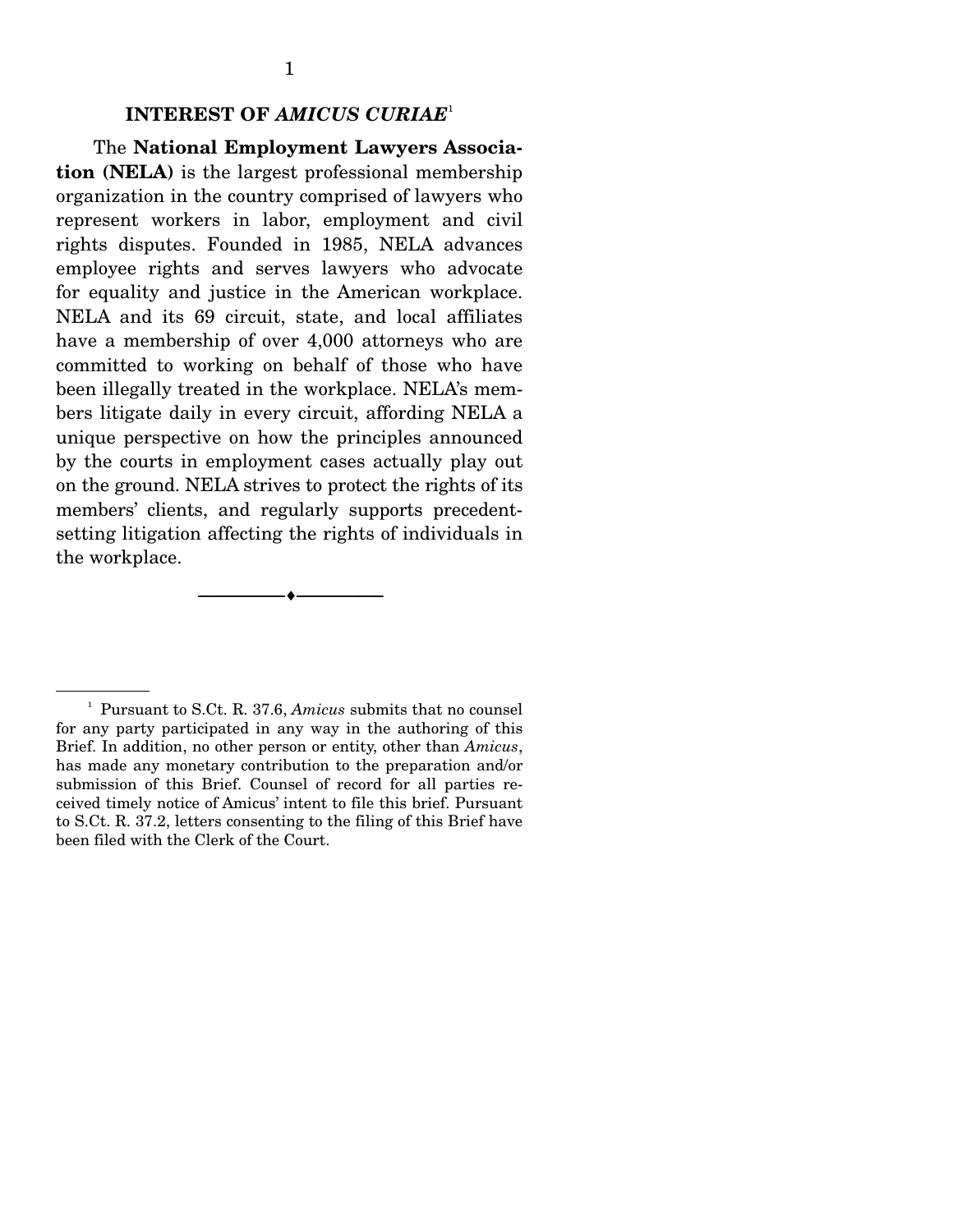## INTEREST OF *AMICUS CURIAE*[1]

The **National Employment Lawyers Association (NELA)** is the largest professional membership organization in the country comprised of lawyers who represent workers in labor, employment and civil rights disputes. Founded in 1985, NELA advances employee rights and serves lawyers who advocate for equality and justice in the American workplace. NELA and its 69 circuit, state, and local affiliates have a membership of over 4,000 attorneys who are committed to working on behalf of those who have been illegally treated in the workplace. NELA's members litigate daily in every circuit, affording NELA a unique perspective on how the principles announced by the courts in employment cases actually play out on the ground. NELA strives to protect the rights of its members' clients, and regularly supports precedent-setting litigation affecting the rights of individuals in the workplace.

---

[1] Pursuant to S.Ct. R. 37.6, *Amicus* submits that no counsel for any party participated in any way in the authoring of this Brief. In addition, no other person or entity, other than *Amicus*, has made any monetary contribution to the preparation and/or submission of this Brief. Counsel of record for all parties received timely notice of Amicus' intent to file this brief. Pursuant to S.Ct. R. 37.2, letters consenting to the filing of this Brief have been filed with the Clerk of the Court.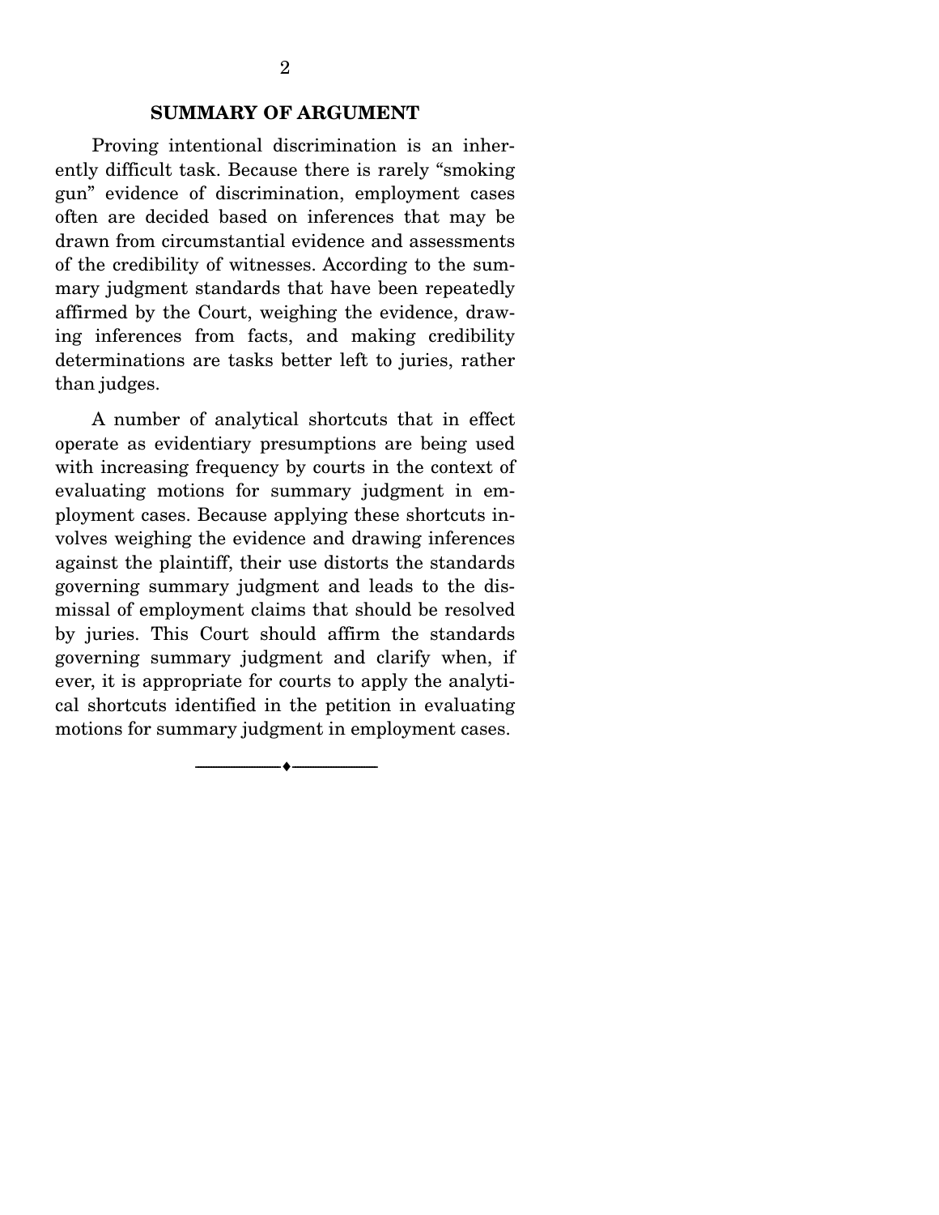## SUMMARY OF ARGUMENT

Proving intentional discrimination is an inherently difficult task. Because there is rarely "smoking gun" evidence of discrimination, employment cases often are decided based on inferences that may be drawn from circumstantial evidence and assessments of the credibility of witnesses. According to the summary judgment standards that have been repeatedly affirmed by the Court, weighing the evidence, drawing inferences from facts, and making credibility determinations are tasks better left to juries, rather than judges.

A number of analytical shortcuts that in effect operate as evidentiary presumptions are being used with increasing frequency by courts in the context of evaluating motions for summary judgment in employment cases. Because applying these shortcuts involves weighing the evidence and drawing inferences against the plaintiff, their use distorts the standards governing summary judgment and leads to the dismissal of employment claims that should be resolved by juries. This Court should affirm the standards governing summary judgment and clarify when, if ever, it is appropriate for courts to apply the analytical shortcuts identified in the petition in evaluating motions for summary judgment in employment cases.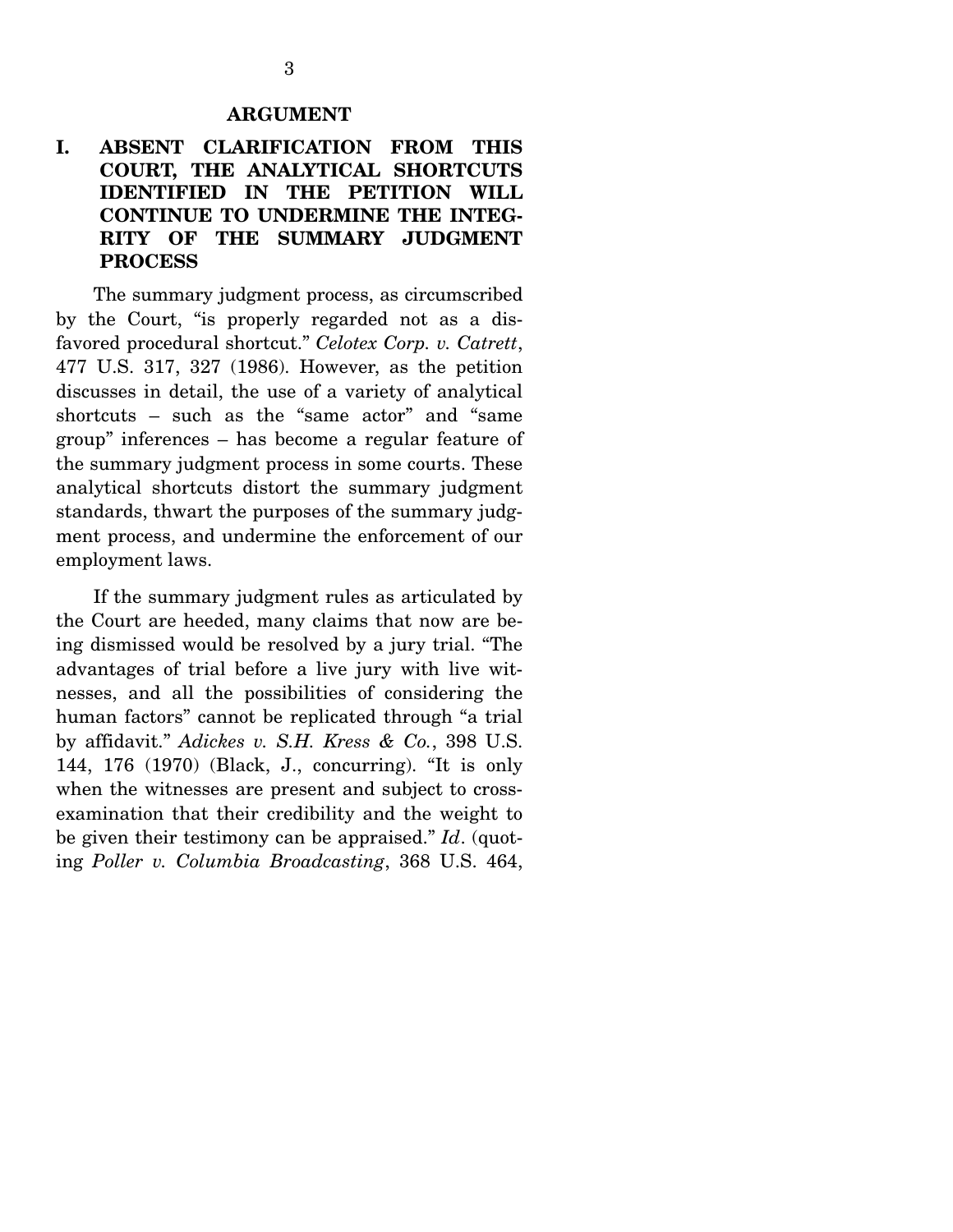## ARGUMENT

### I. ABSENT CLARIFICATION FROM THIS COURT, THE ANALYTICAL SHORTCUTS IDENTIFIED IN THE PETITION WILL CONTINUE TO UNDERMINE THE INTEGRITY OF THE SUMMARY JUDGMENT PROCESS

The summary judgment process, as circumscribed by the Court, "is properly regarded not as a disfavored procedural shortcut." *Celotex Corp. v. Catrett*, 477 U.S. 317, 327 (1986). However, as the petition discusses in detail, the use of a variety of analytical shortcuts – such as the "same actor" and "same group" inferences – has become a regular feature of the summary judgment process in some courts. These analytical shortcuts distort the summary judgment standards, thwart the purposes of the summary judgment process, and undermine the enforcement of our employment laws.

If the summary judgment rules as articulated by the Court are heeded, many claims that now are being dismissed would be resolved by a jury trial. "The advantages of trial before a live jury with live witnesses, and all the possibilities of considering the human factors" cannot be replicated through "a trial by affidavit." *Adickes v. S.H. Kress & Co.*, 398 U.S. 144, 176 (1970) (Black, J., concurring). "It is only when the witnesses are present and subject to cross-examination that their credibility and the weight to be given their testimony can be appraised." *Id*. (quoting *Poller v. Columbia Broadcasting*, 368 U.S. 464,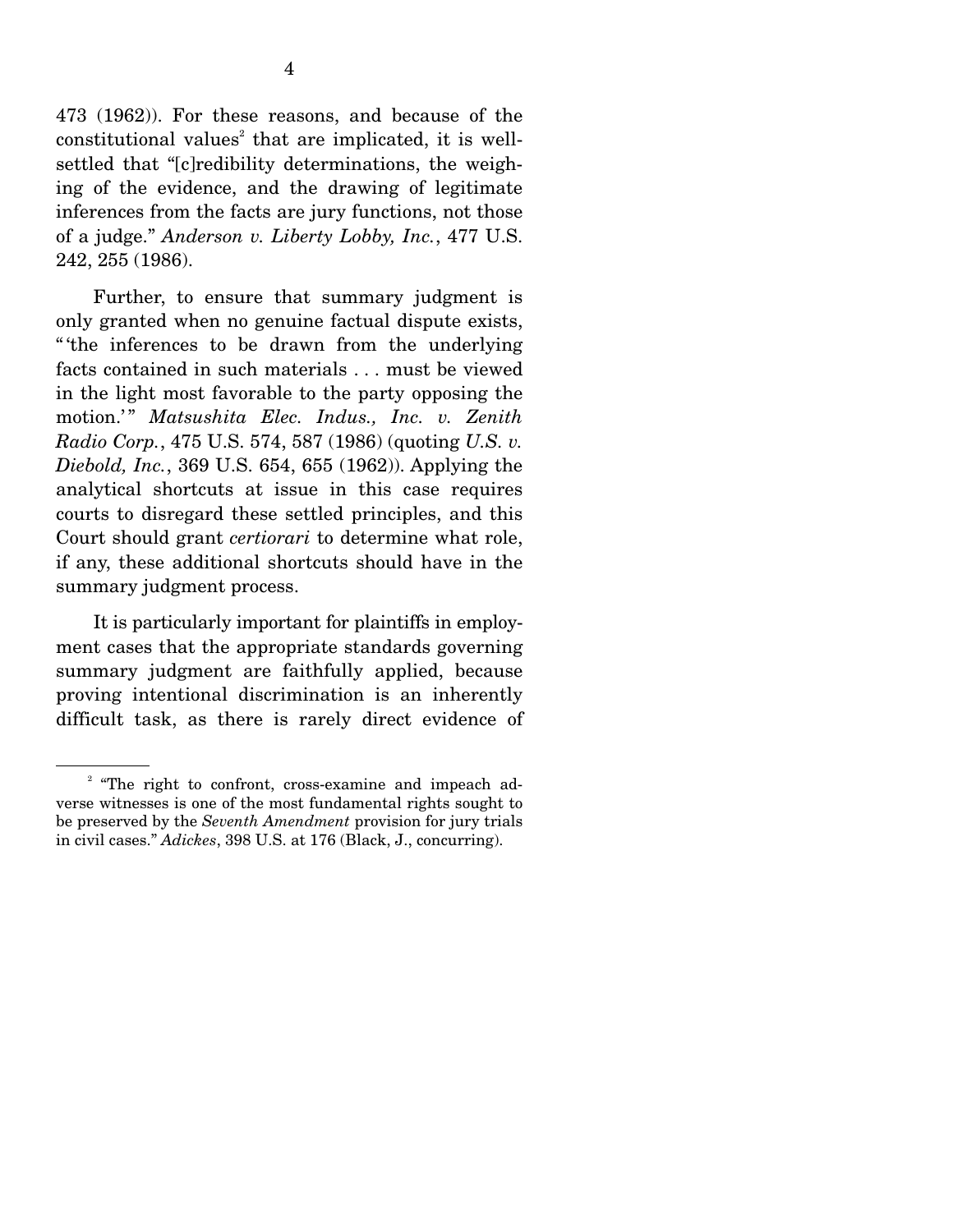473 (1962)). For these reasons, and because of the constitutional values[2] that are implicated, it is well-settled that "[c]redibility determinations, the weighing of the evidence, and the drawing of legitimate inferences from the facts are jury functions, not those of a judge." *Anderson v. Liberty Lobby, Inc.*, 477 U.S. 242, 255 (1986).

Further, to ensure that summary judgment is only granted when no genuine factual dispute exists, "'the inferences to be drawn from the underlying facts contained in such materials . . . must be viewed in the light most favorable to the party opposing the motion.'" *Matsushita Elec. Indus., Inc. v. Zenith Radio Corp.*, 475 U.S. 574, 587 (1986) (quoting *U.S. v. Diebold, Inc.*, 369 U.S. 654, 655 (1962)). Applying the analytical shortcuts at issue in this case requires courts to disregard these settled principles, and this Court should grant *certiorari* to determine what role, if any, these additional shortcuts should have in the summary judgment process.

It is particularly important for plaintiffs in employment cases that the appropriate standards governing summary judgment are faithfully applied, because proving intentional discrimination is an inherently difficult task, as there is rarely direct evidence of

---

[2] "The right to confront, cross-examine and impeach adverse witnesses is one of the most fundamental rights sought to be preserved by the *Seventh Amendment* provision for jury trials in civil cases." *Adickes*, 398 U.S. at 176 (Black, J., concurring).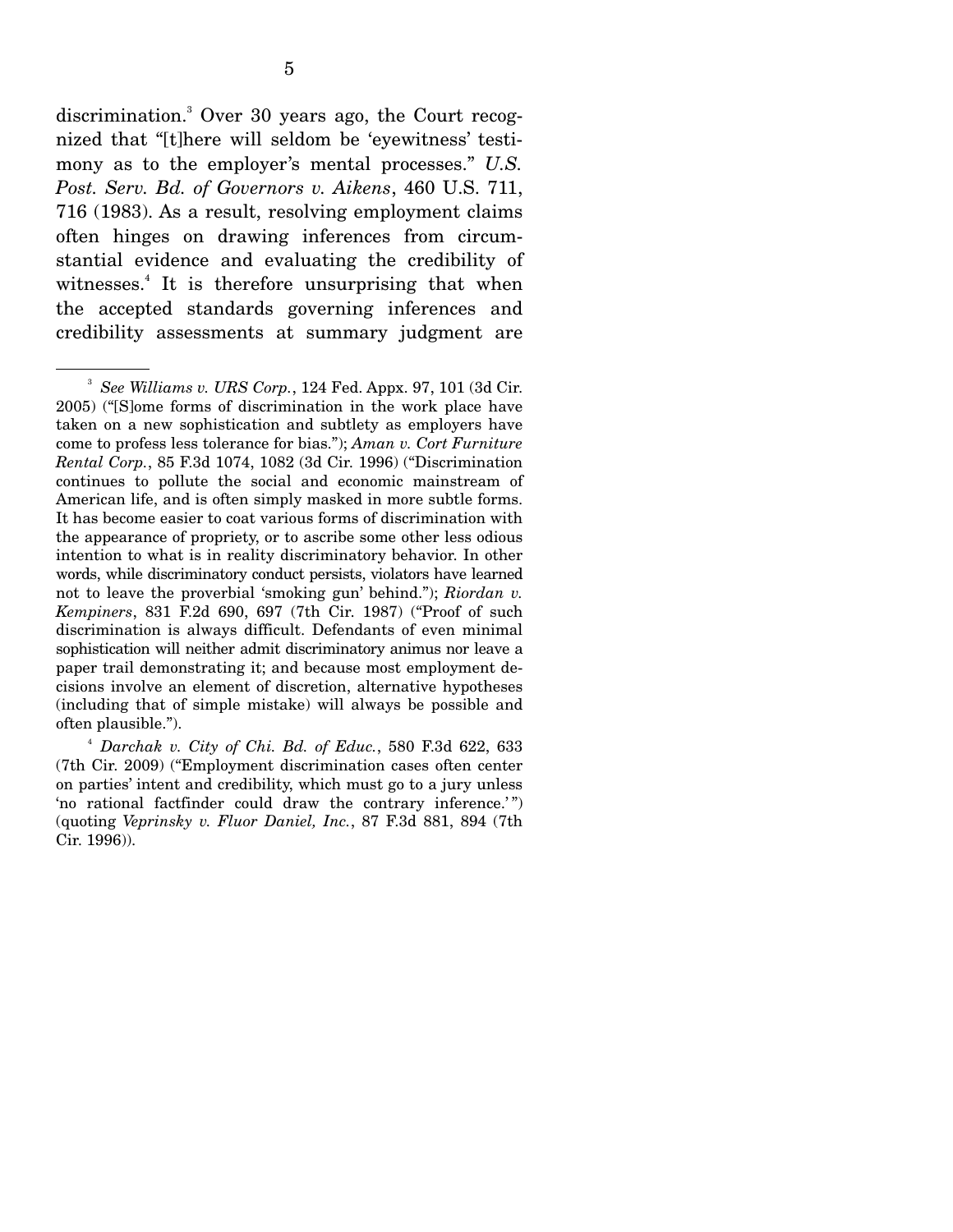discrimination.[3] Over 30 years ago, the Court recognized that "[t]here will seldom be 'eyewitness' testimony as to the employer's mental processes." *U.S. Post. Serv. Bd. of Governors v. Aikens*, 460 U.S. 711, 716 (1983). As a result, resolving employment claims often hinges on drawing inferences from circumstantial evidence and evaluating the credibility of witnesses.[4] It is therefore unsurprising that when the accepted standards governing inferences and credibility assessments at summary judgment are

---

[3] *See Williams v. URS Corp.*, 124 Fed. Appx. 97, 101 (3d Cir. 2005) ("[S]ome forms of discrimination in the work place have taken on a new sophistication and subtlety as employers have come to profess less tolerance for bias."); *Aman v. Cort Furniture Rental Corp.*, 85 F.3d 1074, 1082 (3d Cir. 1996) ("Discrimination continues to pollute the social and economic mainstream of American life, and is often simply masked in more subtle forms. It has become easier to coat various forms of discrimination with the appearance of propriety, or to ascribe some other less odious intention to what is in reality discriminatory behavior. In other words, while discriminatory conduct persists, violators have learned not to leave the proverbial 'smoking gun' behind."); *Riordan v. Kempiners*, 831 F.2d 690, 697 (7th Cir. 1987) ("Proof of such discrimination is always difficult. Defendants of even minimal sophistication will neither admit discriminatory animus nor leave a paper trail demonstrating it; and because most employment decisions involve an element of discretion, alternative hypotheses (including that of simple mistake) will always be possible and often plausible.").

[4] *Darchak v. City of Chi. Bd. of Educ.*, 580 F.3d 622, 633 (7th Cir. 2009) ("Employment discrimination cases often center on parties' intent and credibility, which must go to a jury unless 'no rational factfinder could draw the contrary inference.'") (quoting *Veprinsky v. Fluor Daniel, Inc.*, 87 F.3d 881, 894 (7th Cir. 1996)).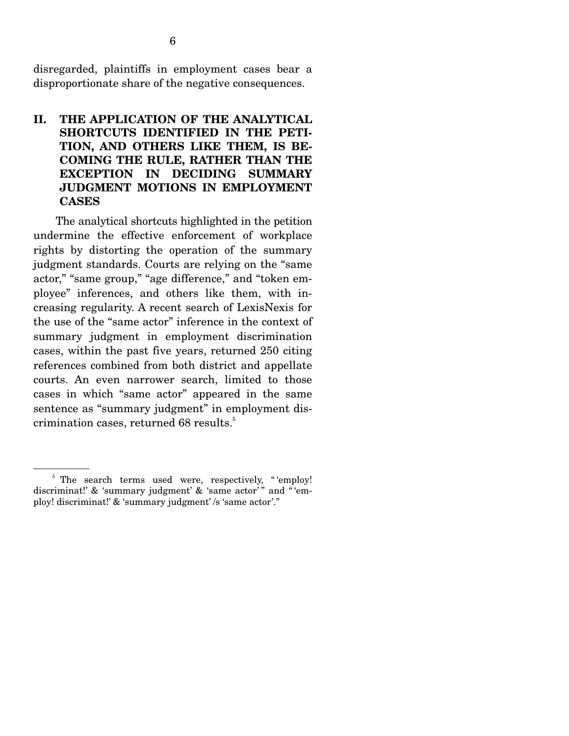disregarded, plaintiffs in employment cases bear a disproportionate share of the negative consequences.

## II. THE APPLICATION OF THE ANALYTICAL SHORTCUTS IDENTIFIED IN THE PETITION, AND OTHERS LIKE THEM, IS BECOMING THE RULE, RATHER THAN THE EXCEPTION IN DECIDING SUMMARY JUDGMENT MOTIONS IN EMPLOYMENT CASES

The analytical shortcuts highlighted in the petition undermine the effective enforcement of workplace rights by distorting the operation of the summary judgment standards. Courts are relying on the "same actor," "same group," "age difference," and "token employee" inferences, and others like them, with increasing regularity. A recent search of LexisNexis for the use of the "same actor" inference in the context of summary judgment in employment discrimination cases, within the past five years, returned 250 citing references combined from both district and appellate courts. An even narrower search, limited to those cases in which "same actor" appeared in the same sentence as "summary judgment" in employment discrimination cases, returned 68 results.[5]

---

[5] The search terms used were, respectively, "'employ! discriminat!' & 'summary judgment' & 'same actor'" and "'employ! discriminat!' & 'summary judgment' /s 'same actor'."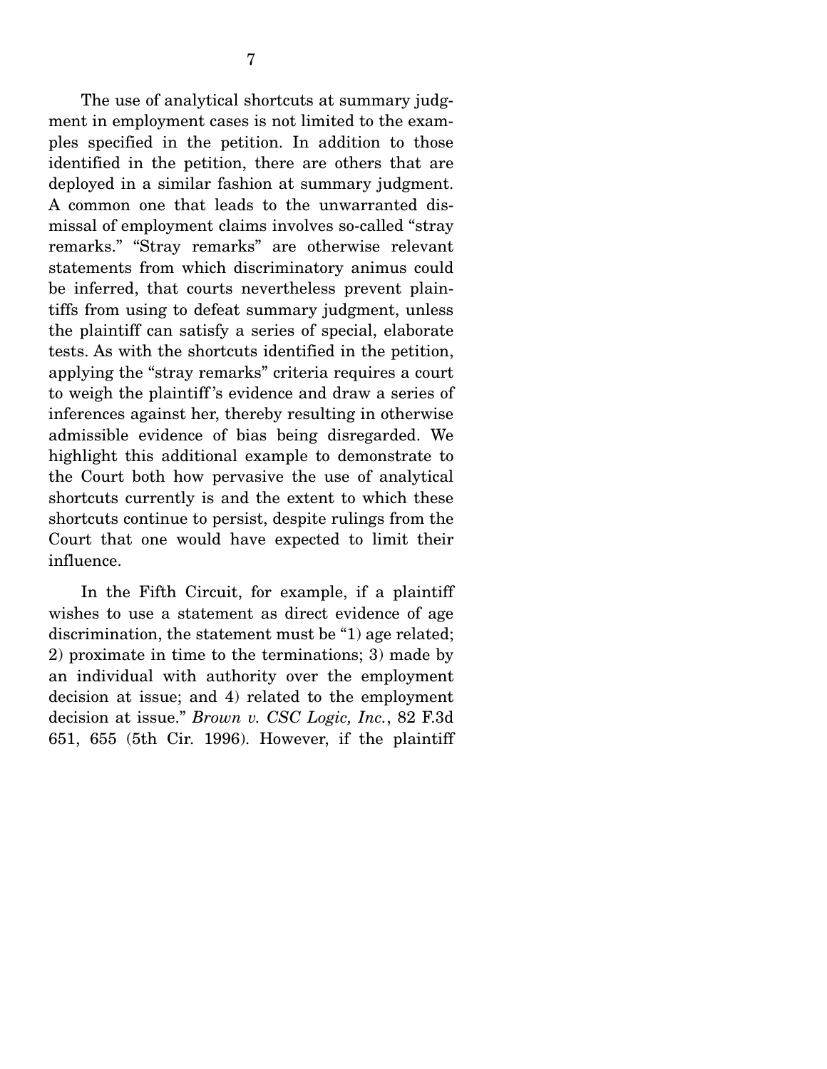The use of analytical shortcuts at summary judgment in employment cases is not limited to the examples specified in the petition. In addition to those identified in the petition, there are others that are deployed in a similar fashion at summary judgment. A common one that leads to the unwarranted dismissal of employment claims involves so-called "stray remarks." "Stray remarks" are otherwise relevant statements from which discriminatory animus could be inferred, that courts nevertheless prevent plaintiffs from using to defeat summary judgment, unless the plaintiff can satisfy a series of special, elaborate tests. As with the shortcuts identified in the petition, applying the "stray remarks" criteria requires a court to weigh the plaintiff's evidence and draw a series of inferences against her, thereby resulting in otherwise admissible evidence of bias being disregarded. We highlight this additional example to demonstrate to the Court both how pervasive the use of analytical shortcuts currently is and the extent to which these shortcuts continue to persist, despite rulings from the Court that one would have expected to limit their influence.

In the Fifth Circuit, for example, if a plaintiff wishes to use a statement as direct evidence of age discrimination, the statement must be "1) age related; 2) proximate in time to the terminations; 3) made by an individual with authority over the employment decision at issue; and 4) related to the employment decision at issue." *Brown v. CSC Logic, Inc.*, 82 F.3d 651, 655 (5th Cir. 1996). However, if the plaintiff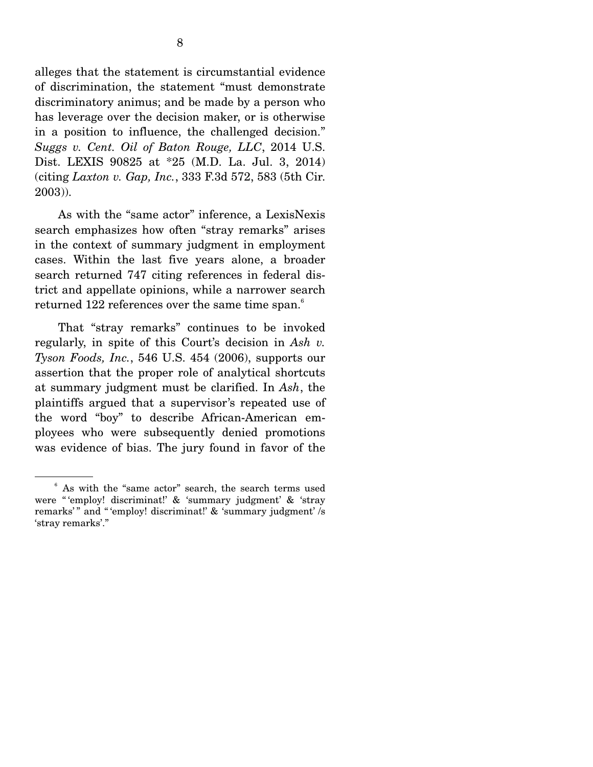alleges that the statement is circumstantial evidence of discrimination, the statement "must demonstrate discriminatory animus; and be made by a person who has leverage over the decision maker, or is otherwise in a position to influence, the challenged decision." *Suggs v. Cent. Oil of Baton Rouge, LLC*, 2014 U.S. Dist. LEXIS 90825 at *25 (M.D. La. Jul. 3, 2014) (citing *Laxton v. Gap, Inc.*, 333 F.3d 572, 583 (5th Cir. 2003)).

As with the "same actor" inference, a LexisNexis search emphasizes how often "stray remarks" arises in the context of summary judgment in employment cases. Within the last five years alone, a broader search returned 747 citing references in federal district and appellate opinions, while a narrower search returned 122 references over the same time span.[6]

That "stray remarks" continues to be invoked regularly, in spite of this Court's decision in *Ash v. Tyson Foods, Inc.*, 546 U.S. 454 (2006), supports our assertion that the proper role of analytical shortcuts at summary judgment must be clarified. In *Ash*, the plaintiffs argued that a supervisor's repeated use of the word "boy" to describe African-American employees who were subsequently denied promotions was evidence of bias. The jury found in favor of the

[6] As with the "same actor" search, the search terms used were "'employ! discriminat!' & 'summary judgment' & 'stray remarks'" and "'employ! discriminat!' & 'summary judgment' /s 'stray remarks'."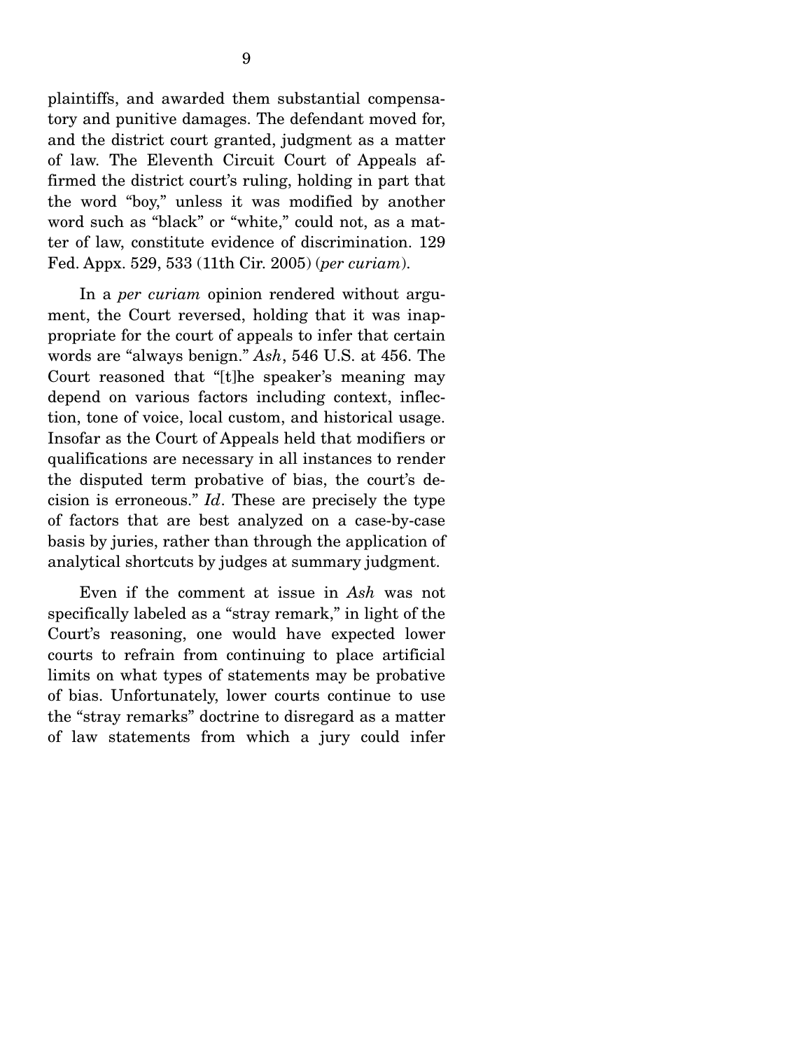plaintiffs, and awarded them substantial compensatory and punitive damages. The defendant moved for, and the district court granted, judgment as a matter of law. The Eleventh Circuit Court of Appeals affirmed the district court's ruling, holding in part that the word "boy," unless it was modified by another word such as "black" or "white," could not, as a matter of law, constitute evidence of discrimination. 129 Fed. Appx. 529, 533 (11th Cir. 2005) (*per curiam*).

In a *per curiam* opinion rendered without argument, the Court reversed, holding that it was inappropriate for the court of appeals to infer that certain words are "always benign." *Ash*, 546 U.S. at 456. The Court reasoned that "[t]he speaker's meaning may depend on various factors including context, inflection, tone of voice, local custom, and historical usage. Insofar as the Court of Appeals held that modifiers or qualifications are necessary in all instances to render the disputed term probative of bias, the court's decision is erroneous." *Id*. These are precisely the type of factors that are best analyzed on a case-by-case basis by juries, rather than through the application of analytical shortcuts by judges at summary judgment.

Even if the comment at issue in *Ash* was not specifically labeled as a "stray remark," in light of the Court's reasoning, one would have expected lower courts to refrain from continuing to place artificial limits on what types of statements may be probative of bias. Unfortunately, lower courts continue to use the "stray remarks" doctrine to disregard as a matter of law statements from which a jury could infer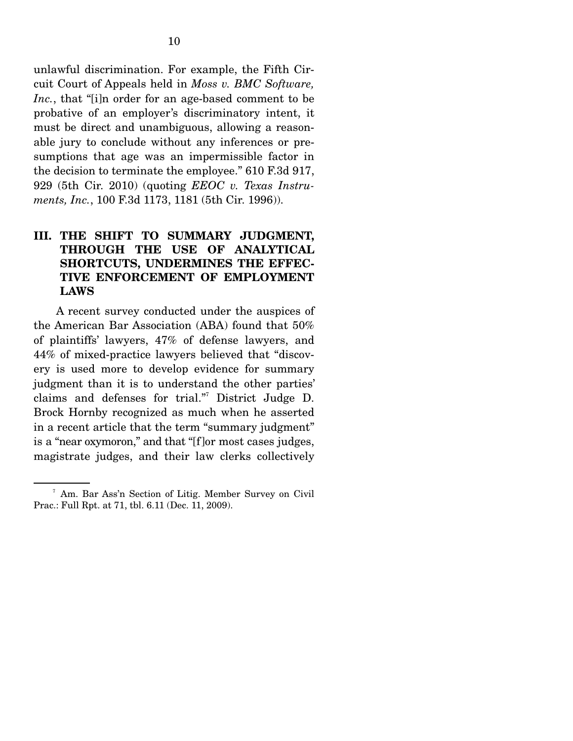unlawful discrimination. For example, the Fifth Circuit Court of Appeals held in *Moss v. BMC Software, Inc.*, that "[i]n order for an age-based comment to be probative of an employer's discriminatory intent, it must be direct and unambiguous, allowing a reasonable jury to conclude without any inferences or presumptions that age was an impermissible factor in the decision to terminate the employee." 610 F.3d 917, 929 (5th Cir. 2010) (quoting *EEOC v. Texas Instruments, Inc.*, 100 F.3d 1173, 1181 (5th Cir. 1996)).

## III. THE SHIFT TO SUMMARY JUDGMENT, THROUGH THE USE OF ANALYTICAL SHORTCUTS, UNDERMINES THE EFFECTIVE ENFORCEMENT OF EMPLOYMENT LAWS

A recent survey conducted under the auspices of the American Bar Association (ABA) found that 50% of plaintiffs' lawyers, 47% of defense lawyers, and 44% of mixed-practice lawyers believed that "discovery is used more to develop evidence for summary judgment than it is to understand the other parties' claims and defenses for trial."[7] District Judge D. Brock Hornby recognized as much when he asserted in a recent article that the term "summary judgment" is a "near oxymoron," and that "[f]or most cases judges, magistrate judges, and their law clerks collectively

---

[7] Am. Bar Ass'n Section of Litig. Member Survey on Civil Prac.: Full Rpt. at 71, tbl. 6.11 (Dec. 11, 2009).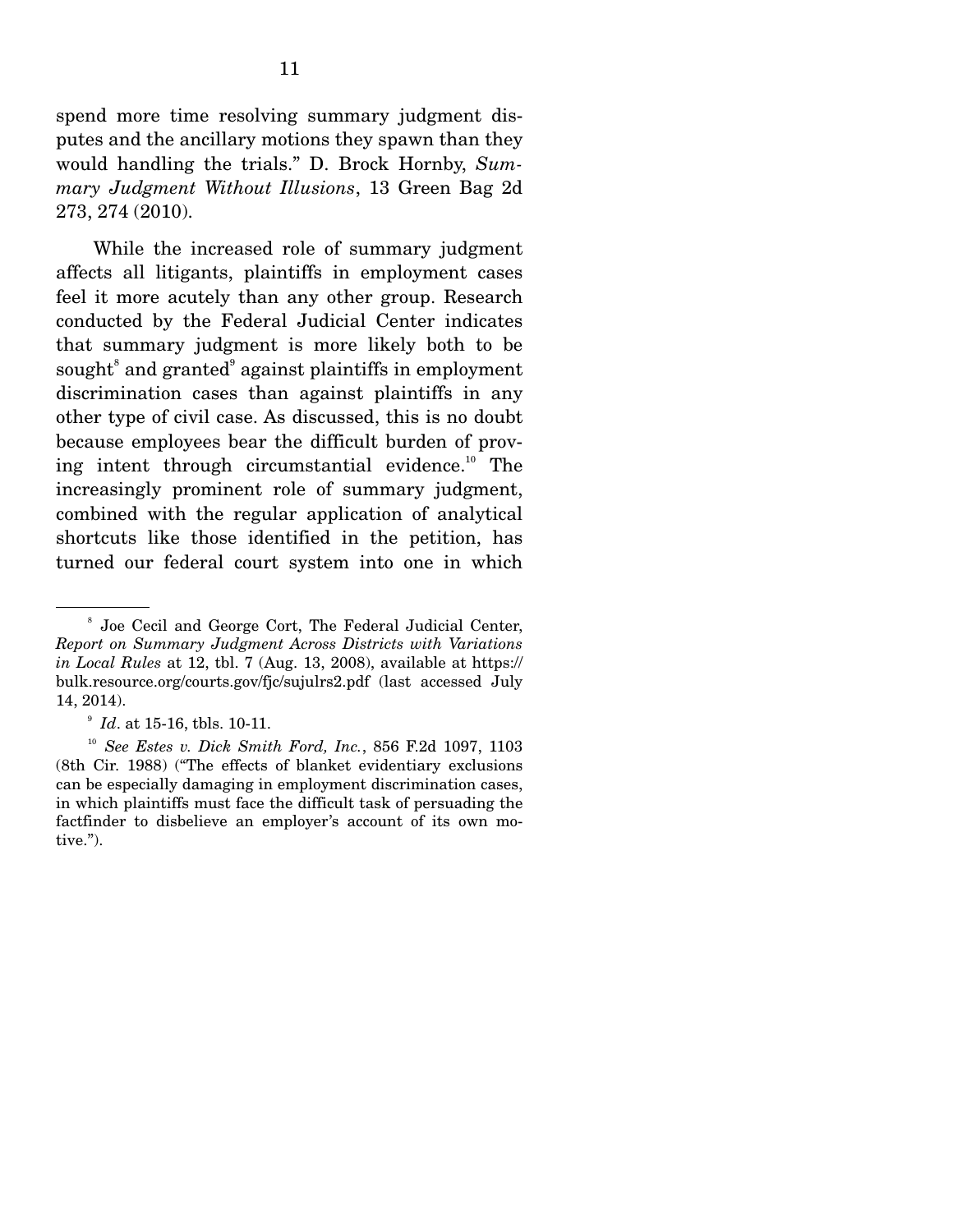spend more time resolving summary judgment disputes and the ancillary motions they spawn than they would handling the trials." D. Brock Hornby, *Summary Judgment Without Illusions*, 13 Green Bag 2d 273, 274 (2010).

While the increased role of summary judgment affects all litigants, plaintiffs in employment cases feel it more acutely than any other group. Research conducted by the Federal Judicial Center indicates that summary judgment is more likely both to be sought[8] and granted[9] against plaintiffs in employment discrimination cases than against plaintiffs in any other type of civil case. As discussed, this is no doubt because employees bear the difficult burden of proving intent through circumstantial evidence.[10] The increasingly prominent role of summary judgment, combined with the regular application of analytical shortcuts like those identified in the petition, has turned our federal court system into one in which

---

[8] Joe Cecil and George Cort, The Federal Judicial Center, *Report on Summary Judgment Across Districts with Variations in Local Rules* at 12, tbl. 7 (Aug. 13, 2008), available at https://bulk.resource.org/courts.gov/fjc/sujulrs2.pdf (last accessed July 14, 2014).

[9] *Id*. at 15-16, tbls. 10-11.

[10] *See Estes v. Dick Smith Ford, Inc.*, 856 F.2d 1097, 1103 (8th Cir. 1988) ("The effects of blanket evidentiary exclusions can be especially damaging in employment discrimination cases, in which plaintiffs must face the difficult task of persuading the factfinder to disbelieve an employer's account of its own motive.").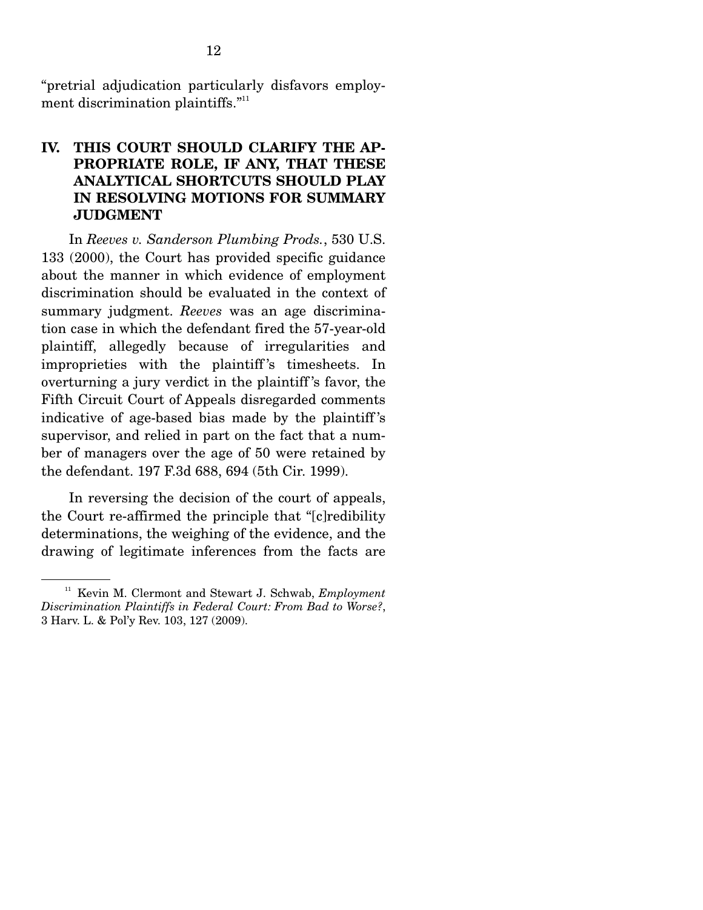"pretrial adjudication particularly disfavors employment discrimination plaintiffs."[11]

## IV. THIS COURT SHOULD CLARIFY THE APPROPRIATE ROLE, IF ANY, THAT THESE ANALYTICAL SHORTCUTS SHOULD PLAY IN RESOLVING MOTIONS FOR SUMMARY JUDGMENT

In *Reeves v. Sanderson Plumbing Prods.*, 530 U.S. 133 (2000), the Court has provided specific guidance about the manner in which evidence of employment discrimination should be evaluated in the context of summary judgment. *Reeves* was an age discrimination case in which the defendant fired the 57-year-old plaintiff, allegedly because of irregularities and improprieties with the plaintiff's timesheets. In overturning a jury verdict in the plaintiff's favor, the Fifth Circuit Court of Appeals disregarded comments indicative of age-based bias made by the plaintiff's supervisor, and relied in part on the fact that a number of managers over the age of 50 were retained by the defendant. 197 F.3d 688, 694 (5th Cir. 1999).

In reversing the decision of the court of appeals, the Court re-affirmed the principle that "[c]redibility determinations, the weighing of the evidence, and the drawing of legitimate inferences from the facts are

[11] Kevin M. Clermont and Stewart J. Schwab, *Employment Discrimination Plaintiffs in Federal Court: From Bad to Worse?*, 3 Harv. L. & Pol'y Rev. 103, 127 (2009).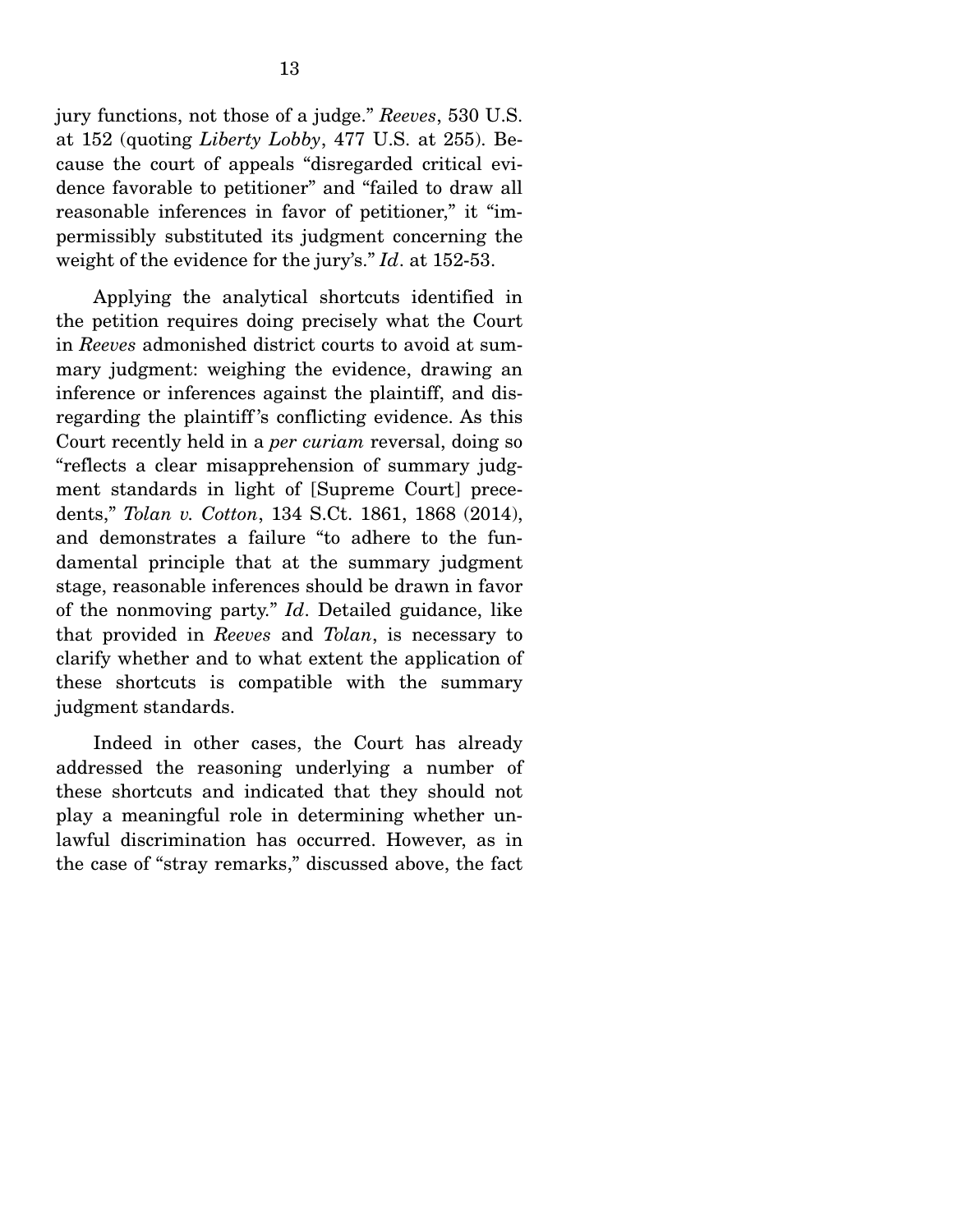jury functions, not those of a judge." *Reeves*, 530 U.S. at 152 (quoting *Liberty Lobby*, 477 U.S. at 255). Because the court of appeals "disregarded critical evidence favorable to petitioner" and "failed to draw all reasonable inferences in favor of petitioner," it "impermissibly substituted its judgment concerning the weight of the evidence for the jury's." *Id*. at 152-53.

Applying the analytical shortcuts identified in the petition requires doing precisely what the Court in *Reeves* admonished district courts to avoid at summary judgment: weighing the evidence, drawing an inference or inferences against the plaintiff, and disregarding the plaintiff's conflicting evidence. As this Court recently held in a *per curiam* reversal, doing so "reflects a clear misapprehension of summary judgment standards in light of [Supreme Court] precedents," *Tolan v. Cotton*, 134 S.Ct. 1861, 1868 (2014), and demonstrates a failure "to adhere to the fundamental principle that at the summary judgment stage, reasonable inferences should be drawn in favor of the nonmoving party." *Id*. Detailed guidance, like that provided in *Reeves* and *Tolan*, is necessary to clarify whether and to what extent the application of these shortcuts is compatible with the summary judgment standards.

Indeed in other cases, the Court has already addressed the reasoning underlying a number of these shortcuts and indicated that they should not play a meaningful role in determining whether unlawful discrimination has occurred. However, as in the case of "stray remarks," discussed above, the fact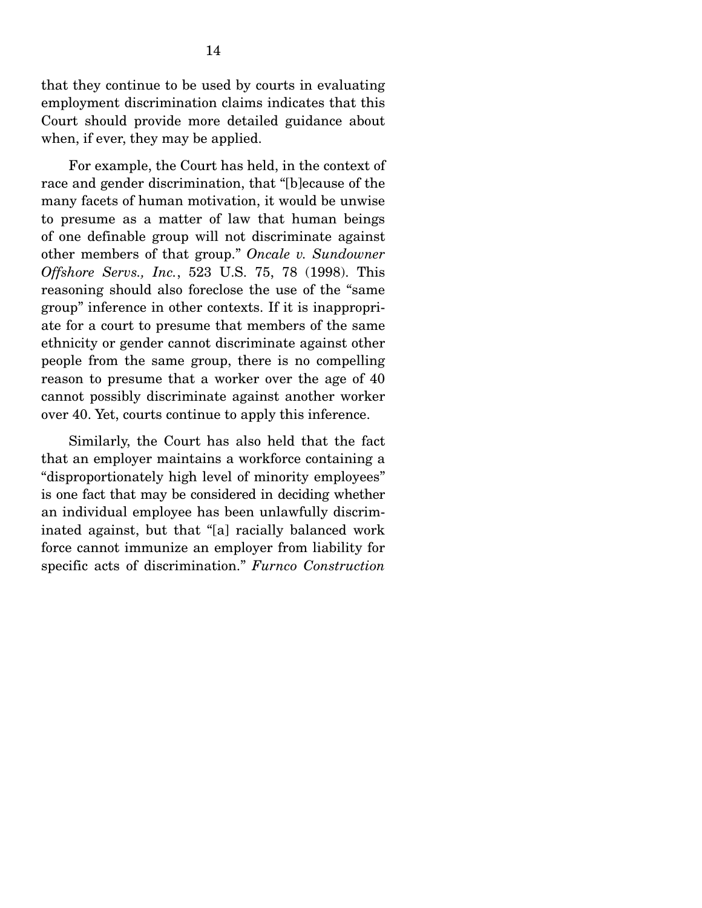that they continue to be used by courts in evaluating employment discrimination claims indicates that this Court should provide more detailed guidance about when, if ever, they may be applied.

For example, the Court has held, in the context of race and gender discrimination, that "[b]ecause of the many facets of human motivation, it would be unwise to presume as a matter of law that human beings of one definable group will not discriminate against other members of that group." *Oncale v. Sundowner Offshore Servs., Inc.*, 523 U.S. 75, 78 (1998). This reasoning should also foreclose the use of the "same group" inference in other contexts. If it is inappropriate for a court to presume that members of the same ethnicity or gender cannot discriminate against other people from the same group, there is no compelling reason to presume that a worker over the age of 40 cannot possibly discriminate against another worker over 40. Yet, courts continue to apply this inference.

Similarly, the Court has also held that the fact that an employer maintains a workforce containing a "disproportionately high level of minority employees" is one fact that may be considered in deciding whether an individual employee has been unlawfully discriminated against, but that "[a] racially balanced work force cannot immunize an employer from liability for specific acts of discrimination." *Furnco Construction*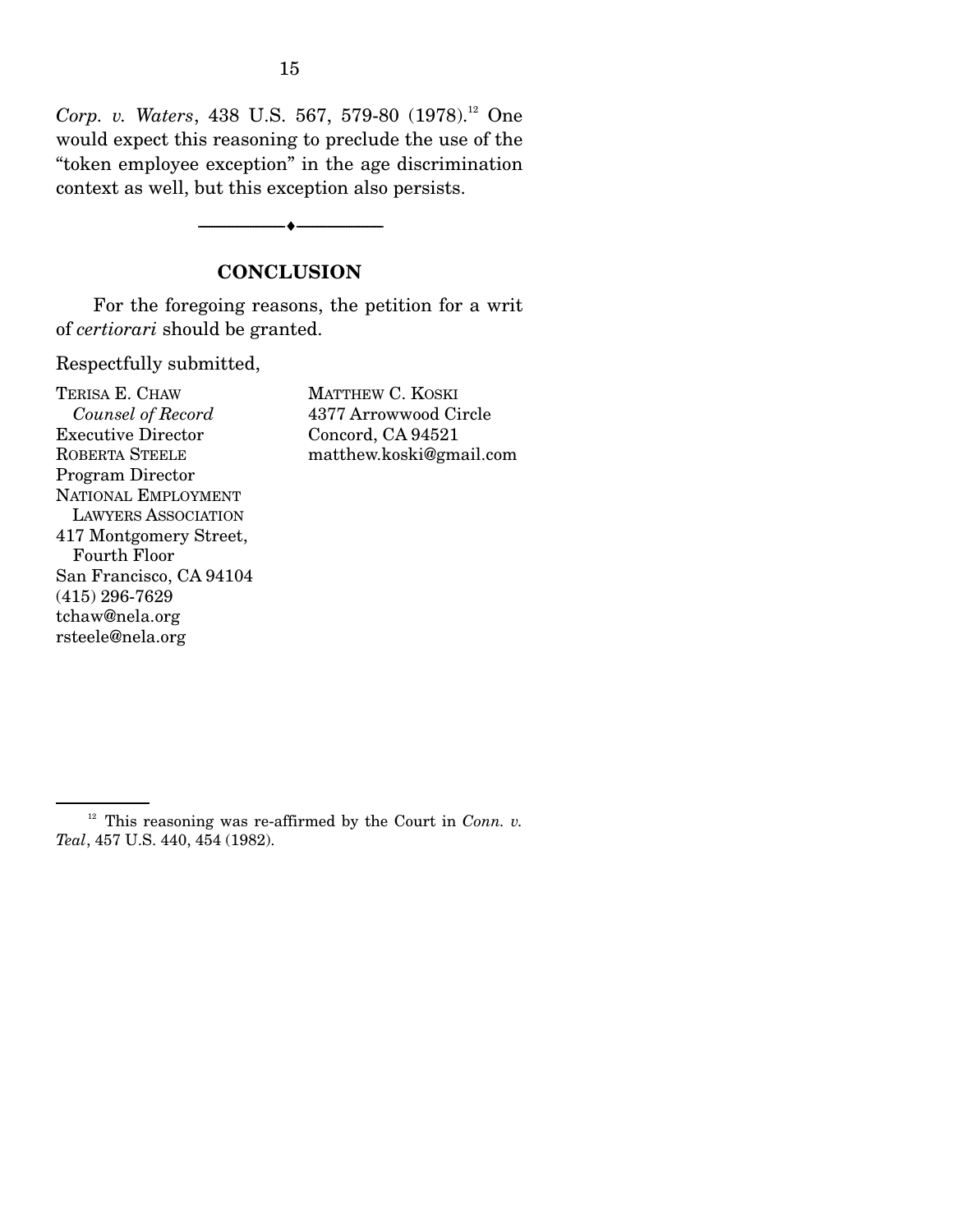*Corp. v. Waters*, 438 U.S. 567, 579-80 (1978).[12] One would expect this reasoning to preclude the use of the "token employee exception" in the age discrimination context as well, but this exception also persists.

## CONCLUSION

For the foregoing reasons, the petition for a writ of *certiorari* should be granted.

Respectfully submitted,

TERISA E. CHAW
*Counsel of Record*
Executive Director
ROBERTA STEELE
Program Director
NATIONAL EMPLOYMENT LAWYERS ASSOCIATION
417 Montgomery Street, Fourth Floor
San Francisco, CA 94104
(415) 296-7629
tchaw@nela.org
rsteele@nela.org

MATTHEW C. KOSKI
4377 Arrowwood Circle
Concord, CA 94521
matthew.koski@gmail.com

[12] This reasoning was re-affirmed by the Court in *Conn. v. Teal*, 457 U.S. 440, 454 (1982).